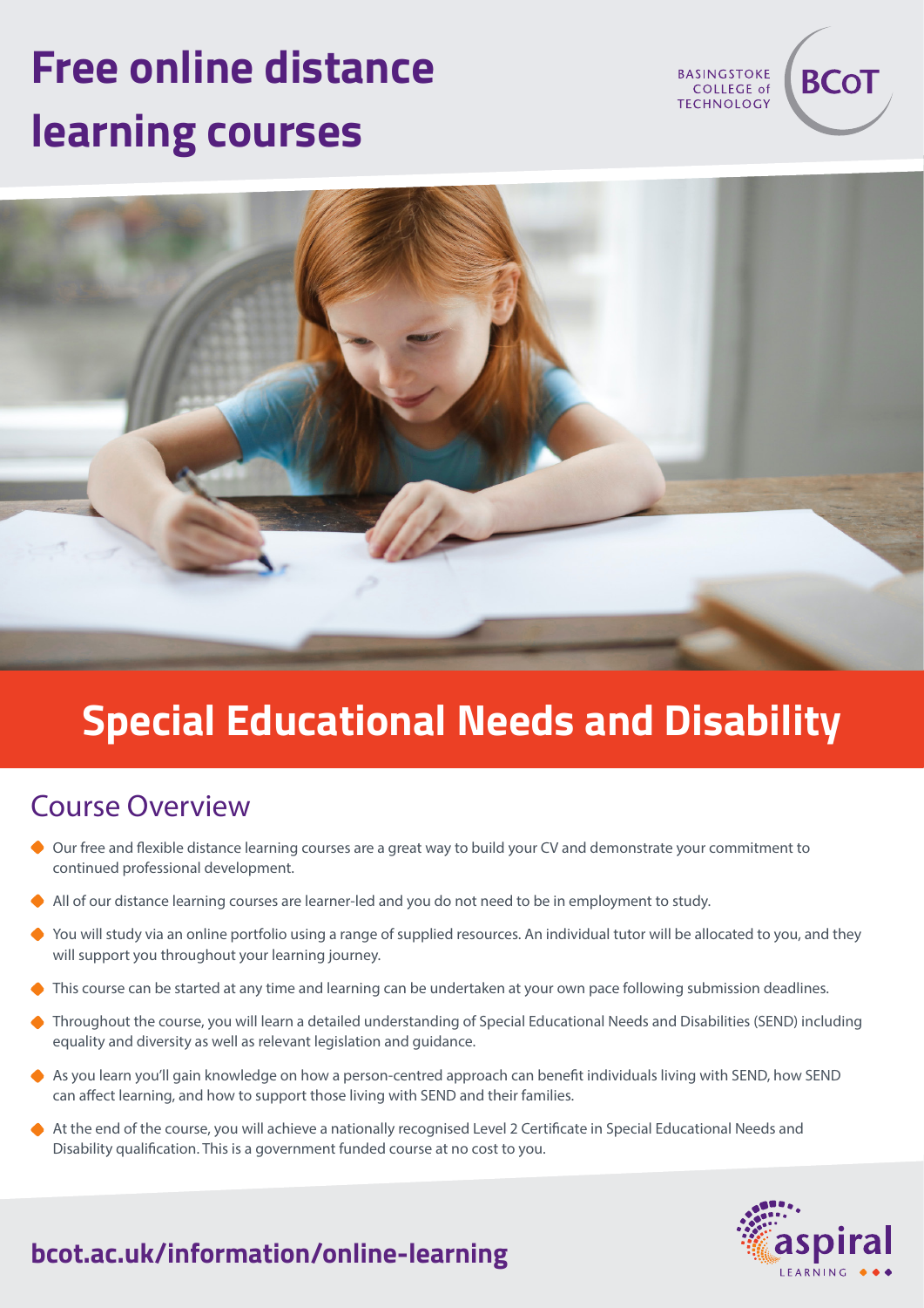# Free online distance learning courses

BASINGSTOKE COLLEGE of TECHNOLOGY

BCoT

## Special Educational Needs and Disability

### Course Overview

- Our free and flexible distance learning courses are a great way to build your CV and demonstrate your commitment to continued professional development.
- All of our distance learning courses are learner-led and you do not need to be in employment to study.
- You will study via an online portfolio using a range of supplied resources. An individual tutor will be allocated to you, and they will support you throughout your learning journey.
- This course can be started at any time and learning can be undertaken at your own pace following submission deadlines.
- Throughout the course, you will learn a detailed understanding of Special Educational Needs and Disabilities (SEND) including equality and diversity as well as relevant legislation and guidance.
- As you learn you'll gain knowledge on how a person-centred approach can benefit individuals living with SEND, how SEND can affect learning, and how to support those living with SEND and their families.
- At the end of the course, you will achieve a nationally recognised Level 2 Certificate in Special Educational Needs and Disability qualification. This is a government funded course at no cost to you.

**bcot.ac.uk/information/online-learning**

aspiral LEARNING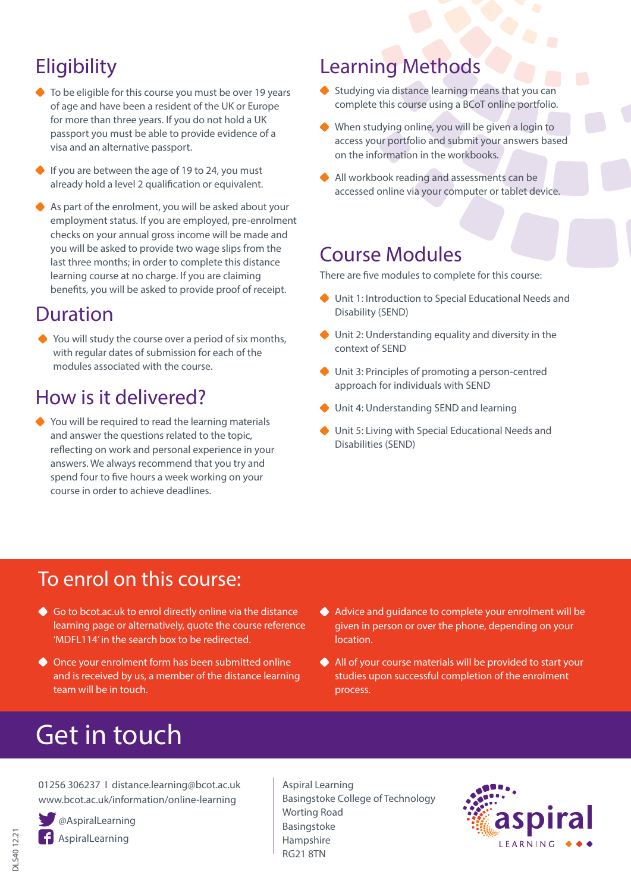## Eligibility

- To be eligible for this course you must be over 19 years of age and have been a resident of the UK or Europe for more than three years. If you do not hold a UK passport you must be able to provide evidence of a visa and an alternative passport.
- If you are between the age of 19 to 24, you must already hold a level 2 qualification or equivalent.
- As part of the enrolment, you will be asked about your employment status. If you are employed, pre-enrolment checks on your annual gross income will be made and you will be asked to provide two wage slips from the last three months; in order to complete this distance learning course at no charge. If you are claiming benefits, you will be asked to provide proof of receipt.

## Duration

- You will study the course over a period of six months, with regular dates of submission for each of the modules associated with the course.

## How is it delivered?

- You will be required to read the learning materials and answer the questions related to the topic, reflecting on work and personal experience in your answers. We always recommend that you try and spend four to five hours a week working on your course in order to achieve deadlines.

## Learning Methods

- Studying via distance learning means that you can complete this course using a BCoT online portfolio.
- When studying online, you will be given a login to access your portfolio and submit your answers based on the information in the workbooks.
- All workbook reading and assessments can be accessed online via your computer or tablet device.

## Course Modules

There are five modules to complete for this course:

- Unit 1: Introduction to Special Educational Needs and Disability (SEND)
- Unit 2: Understanding equality and diversity in the context of SEND
- Unit 3: Principles of promoting a person-centred approach for individuals with SEND
- Unit 4: Understanding SEND and learning
- Unit 5: Living with Special Educational Needs and Disabilities (SEND)

## To enrol on this course:

- Go to bcot.ac.uk to enrol directly online via the distance learning page or alternatively, quote the course reference 'MDFL114' in the search box to be redirected.
- Once your enrolment form has been submitted online and is received by us, a member of the distance learning team will be in touch.
- Advice and guidance to complete your enrolment will be given in person or over the phone, depending on your location.
- All of your course materials will be provided to start your studies upon successful completion of the enrolment process.

# Get in touch

01256 306237 I distance.learning@bcot.ac.uk
www.bcot.ac.uk/information/online-learning

@AspiralLearning

AspiralLearning

Aspiral Learning
Basingstoke College of Technology
Worting Road
Basingstoke
Hampshire
RG21 8TN

aspiral LEARNING

DLS40 12.21